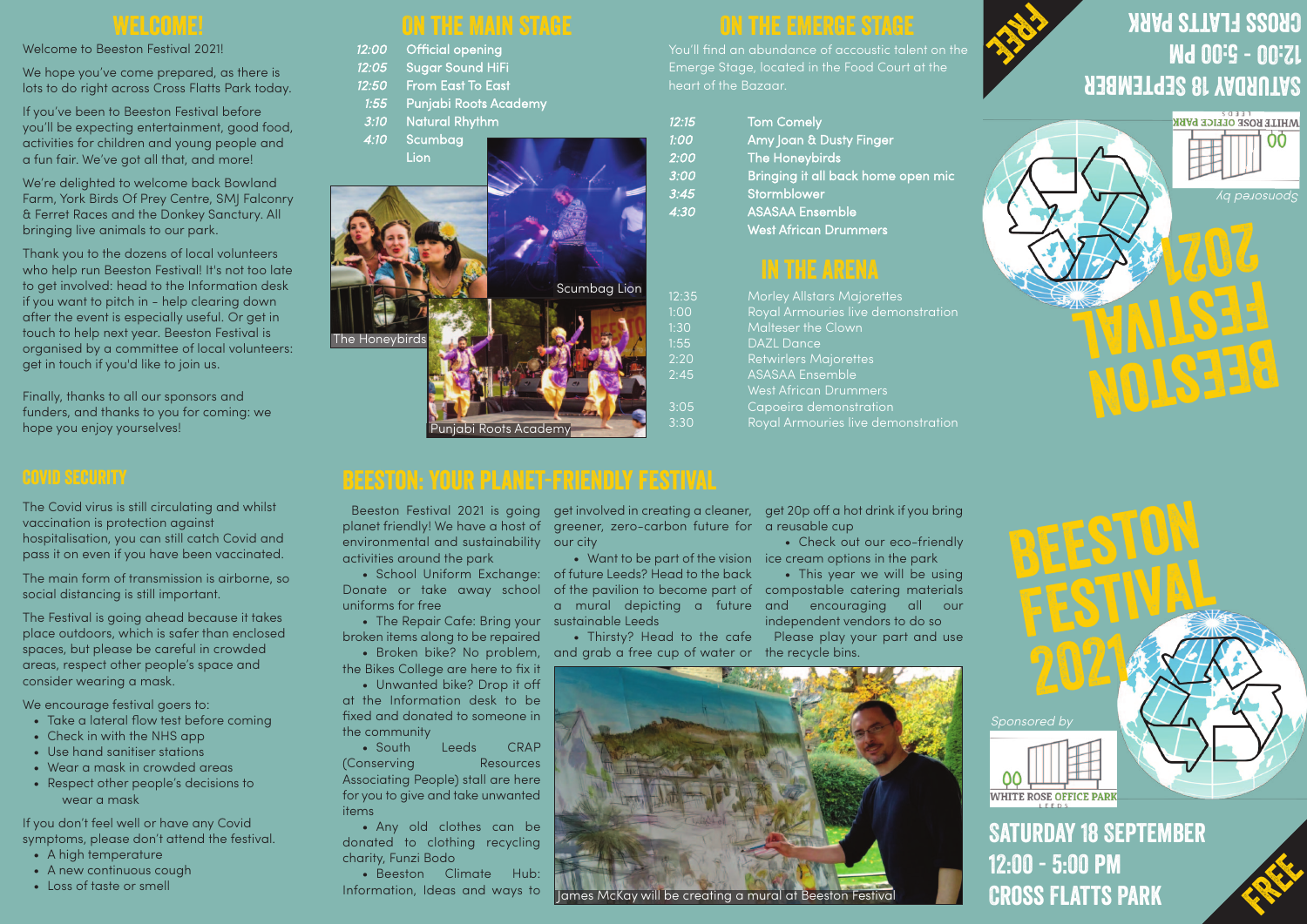## WELCOME!

Welcome to Beeston Festival 2021!

We hope you've come prepared, as there is lots to do right across Cross Flatts Park today.

If you've been to Beeston Festival before you'll be expecting entertainment, good food, activities for children and young people and a fun fair. We've got all that, and more!

We're delighted to welcome back Bowland Farm, York Birds Of Prey Centre, SMJ Falconry & Ferret Races and the Donkey Sanctury. All bringing live animals to our park.

Thank you to the dozens of local volunteers who help run Beeston Festival! It's not too late to get involved: head to the Information desk if you want to pitch in - help clearing down after the event is especially useful. Or get in touch to help next year. Beeston Festival is organised by a committee of local volunteers: get in touch if you'd like to join us.

Finally, thanks to all our sponsors and funders, and thanks to you for coming: we hope you enjoy yourselves!

## ON THE MAIN STAGE

| | |
|---|---|
| 12:00 | Official opening |
| 12:05 | Sugar Sound HiFi |
| 12:50 | From East To East |
| 1:55 | Punjabi Roots Academy |
| 3:10 | Natural Rhythm |
| 4:10 | Scumbag Lion |

Scumbag Lion

The Honeybirds

Punjabi Roots Academy

## ON THE EMERGE STAGE

You'll find an abundance of accoustic talent on the Emerge Stage, located in the Food Court at the heart of the Bazaar.

| | |
|---|---|
| 12:15 | Tom Comely |
| 1:00 | Amy Joan & Dusty Finger |
| 2:00 | The Honeybirds |
| 3:00 | Bringing it all back home open mic |
| 3:45 | Stormblower |
| 4:30 | ASASAA Ensemble<br>West African Drummers |

## IN THE ARENA

| | |
|---|---|
| 12:35 | Morley Allstars Majorettes |
| 1:00 | Royal Armouries live demonstration |
| 1:30 | Malteser the Clown |
| 1:55 | DAZL Dance |
| 2:20 | Retwirlers Majorettes |
| 2:45 | ASASAA Ensemble<br>West African Drummers |
| 3:05 | Capoeira demonstration |
| 3:30 | Royal Armouries live demonstration |

# BEESTON FESTIVAL 2021

FREE

SATURDAY 18 SEPTEMBER
12:00 - 5:00 PM
CROSS FLATTS PARK

Sponsored by WHITE ROSE OFFICE PARK LEEDS

## COVID SECURITY

The Covid virus is still circulating and whilst vaccination is protection against hospitalisation, you can still catch Covid and pass it on even if you have been vaccinated.

The main form of transmission is airborne, so social distancing is still important.

The Festival is going ahead because it takes place outdoors, which is safer than enclosed spaces, but please be careful in crowded areas, respect other people's space and consider wearing a mask.

We encourage festival goers to:

- Take a lateral flow test before coming
- Check in with the NHS app
- Use hand sanitiser stations
- Wear a mask in crowded areas
- Respect other people's decisions to wear a mask

If you don't feel well or have any Covid symptoms, please don't attend the festival.

- A high temperature
- A new continuous cough
- Loss of taste or smell

## BEESTON: YOUR PLANET-FRIENDLY FESTIVAL

Beeston Festival 2021 is going planet friendly! We have a host of environmental and sustainability activities around the park

- School Uniform Exchange: Donate or take away school uniforms for free
- The Repair Cafe: Bring your broken items along to be repaired
- Broken bike? No problem, the Bikes College are here to fix it
- Unwanted bike? Drop it off at the Information desk to be fixed and donated to someone in the community
- South Leeds CRAP (Conserving Resources Associating People) stall are here for you to give and take unwanted items
- Any old clothes can be donated to clothing recycling charity, Funzi Bodo
- Beeston Climate Hub: Information, Ideas and ways to get involved in creating a cleaner, greener, zero-carbon future for our city
- Want to be part of the vision of future Leeds? Head to the back of the pavilion to become part of a mural depicting a future sustainable Leeds
- Thirsty? Head to the cafe and grab a free cup of water or get 20p off a hot drink if you bring a reusable cup
- Check out our eco-friendly ice cream options in the park
- This year we will be using compostable catering materials and encouraging all our independent vendors to do so

Please play your part and use the recycle bins.

James McKay will be creating a mural at Beeston Festival

# BEESTON FESTIVAL 2021

Sponsored by WHITE ROSE OFFICE PARK LEEDS

SATURDAY 18 SEPTEMBER
12:00 - 5:00 PM
CROSS FLATTS PARK

FREE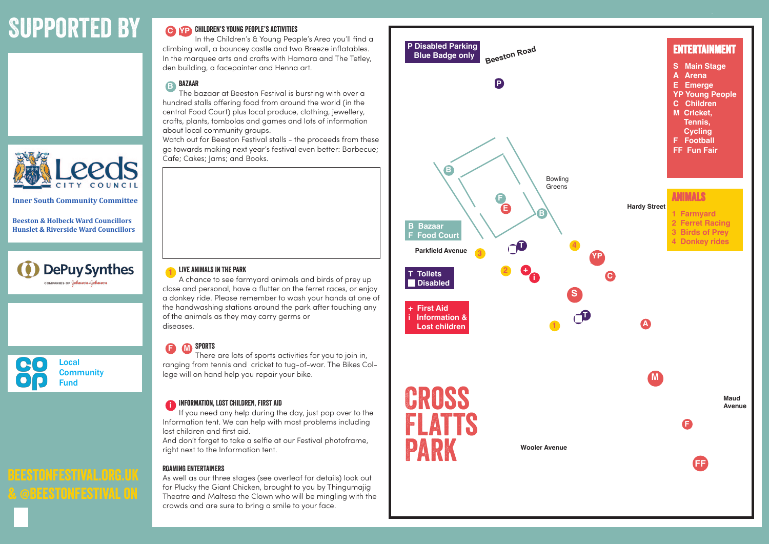# SUPPORTED BY

Leeds City Council

Inner South Community Committee

Beeston & Holbeck Ward Councillors
Hunslet & Riverside Ward Councillors

DePuy Synthes
COMPANIES OF Johnson & Johnson

Co-op Local Community Fund

BEESTONFESTIVAL.ORG.UK
& @BEESTONFESTIVAL ON

## C YP CHILDREN'S YOUNG PEOPLE'S ACTIVITIES

In the Children's & Young People's Area you'll find a climbing wall, a bouncey castle and two Breeze inflatables. In the marquee arts and crafts with Hamara and The Tetley, den building, a facepainter and Henna art.

## B BAZAAR

The bazaar at Beeston Festival is bursting with over a hundred stalls offering food from around the world (in the central Food Court) plus local produce, clothing, jewellery, crafts, plants, tombolas and games and lots of information about local community groups.
Watch out for Beeston Festival stalls - the proceeds from these go towards making next year's festival even better: Barbecue; Cafe; Cakes; Jams; and Books.

## 1 LIVE ANIMALS IN THE PARK

A chance to see farmyard animals and birds of prey up close and personal, have a flutter on the ferret races, or enjoy a donkey ride. Please remember to wash your hands at one of the handwashing stations around the park after touching any of the animals as they may carry germs or diseases.

## F M SPORTS

There are lots of sports activities for you to join in, ranging from tennis and cricket to tug-of-war. The Bikes Collegе will on hand help you repair your bike.

## i INFORMATION, LOST CHILDREN, FIRST AID

If you need any help during the day, just pop over to the Information tent. We can help with most problems including lost children and first aid.
And don't forget to take a selfie at our Festival photoframe, right next to the Information tent.

## ROAMING ENTERTAINERS

As well as our three stages (see overleaf for details) look out for Plucky the Giant Chicken, brought to you by Thingumajig Theatre and Maltesa the Clown who will be mingling with the crowds and are sure to bring a smile to your face.

## CROSS FLATTS PARK

P Disabled Parking Blue Badge only

Beeston Road

Bowling Greens

Hardy Street

Parkfield Avenue

Maud Avenue

Wooler Avenue

B Bazaar
F Food Court

T Toilets
Disabled

+ First Aid
i Information & Lost children

### ENTERTAINMENT

- S Main Stage
- A Arena
- E Emerge
- YP Young People
- C Children
- M Cricket, Tennis, Cycling
- F Football
- FF Fun Fair

### ANIMALS

1. Farmyard
2. Ferret Racing
3. Birds of Prey
4. Donkey rides